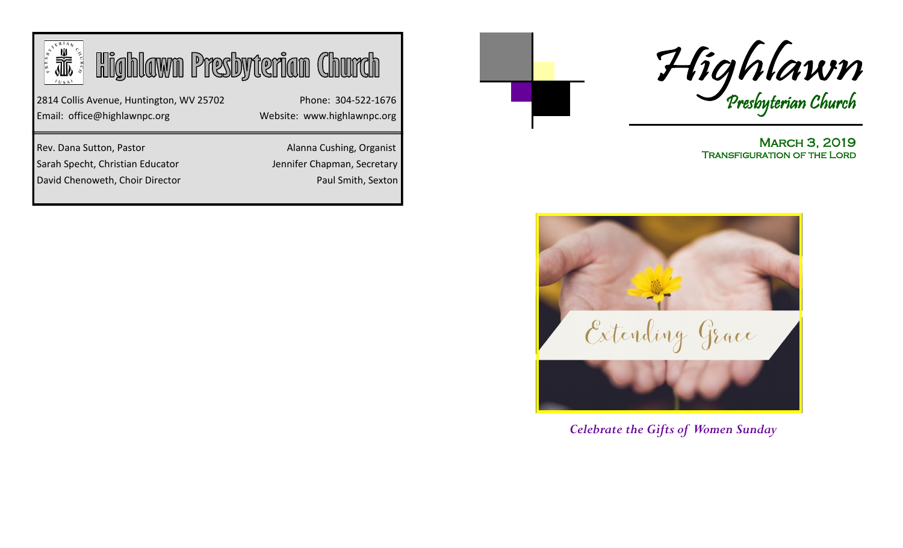# Highlawn Presbyterian Church

2814 Collis Avenue, Huntington, WV 25702
Phone: 304-522-1676
Email: office@highlawnpc.org
Website: www.highlawnpc.org

Rev. Dana Sutton, Pastor
Alanna Cushing, Organist
Sarah Specht, Christian Educator
Jennifer Chapman, Secretary
David Chenoweth, Choir Director
Paul Smith, Sexton

# Highlawn
## Presbyterian Church

**March 3, 2019**
**Transfiguration of the Lord**

Extending Grace

*Celebrate the Gifts of Women Sunday*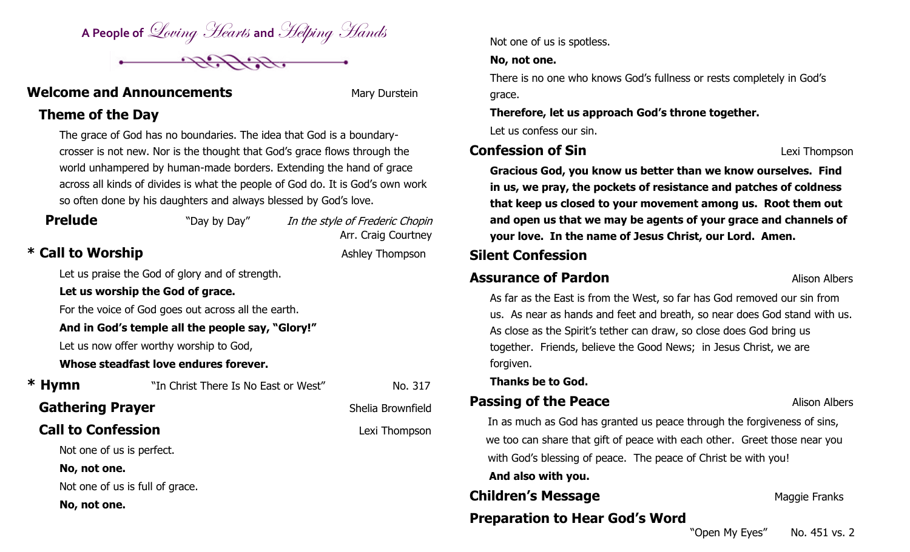# A People of *Loving Hearts* and *Helping Hands*

## Welcome and Announcements — Mary Durstein

### Theme of the Day

The grace of God has no boundaries. The idea that God is a boundary-crosser is not new. Nor is the thought that God's grace flows through the world unhampered by human-made borders. Extending the hand of grace across all kinds of divides is what the people of God do. It is God's own work so often done by his daughters and always blessed by God's love.

## Prelude — "Day by Day" — *In the style of Frederic Chopin*, Arr. Craig Courtney

## * Call to Worship — Ashley Thompson

Let us praise the God of glory and of strength.

**Let us worship the God of grace.**

For the voice of God goes out across all the earth.

**And in God's temple all the people say, "Glory!"**

Let us now offer worthy worship to God,

**Whose steadfast love endures forever.**

## * Hymn — "In Christ There Is No East or West" — No. 317

## Gathering Prayer — Shelia Brownfield

## Call to Confession — Lexi Thompson

Not one of us is perfect.

**No, not one.**

Not one of us is full of grace.

**No, not one.**

Not one of us is spotless.

**No, not one.**

There is no one who knows God's fullness or rests completely in God's grace.

**Therefore, let us approach God's throne together.**

Let us confess our sin.

## Confession of Sin — Lexi Thompson

**Gracious God, you know us better than we know ourselves. Find in us, we pray, the pockets of resistance and patches of coldness that keep us closed to your movement among us. Root them out and open us that we may be agents of your grace and channels of your love. In the name of Jesus Christ, our Lord. Amen.**

## Silent Confession

## Assurance of Pardon — Alison Albers

As far as the East is from the West, so far has God removed our sin from us. As near as hands and feet and breath, so near does God stand with us. As close as the Spirit's tether can draw, so close does God bring us together. Friends, believe the Good News; in Jesus Christ, we are forgiven.

**Thanks be to God.**

## Passing of the Peace — Alison Albers

In as much as God has granted us peace through the forgiveness of sins, we too can share that gift of peace with each other. Greet those near you with God's blessing of peace. The peace of Christ be with you!

**And also with you.**

## Children's Message — Maggie Franks

## Preparation to Hear God's Word — "Open My Eyes" — No. 451 vs. 2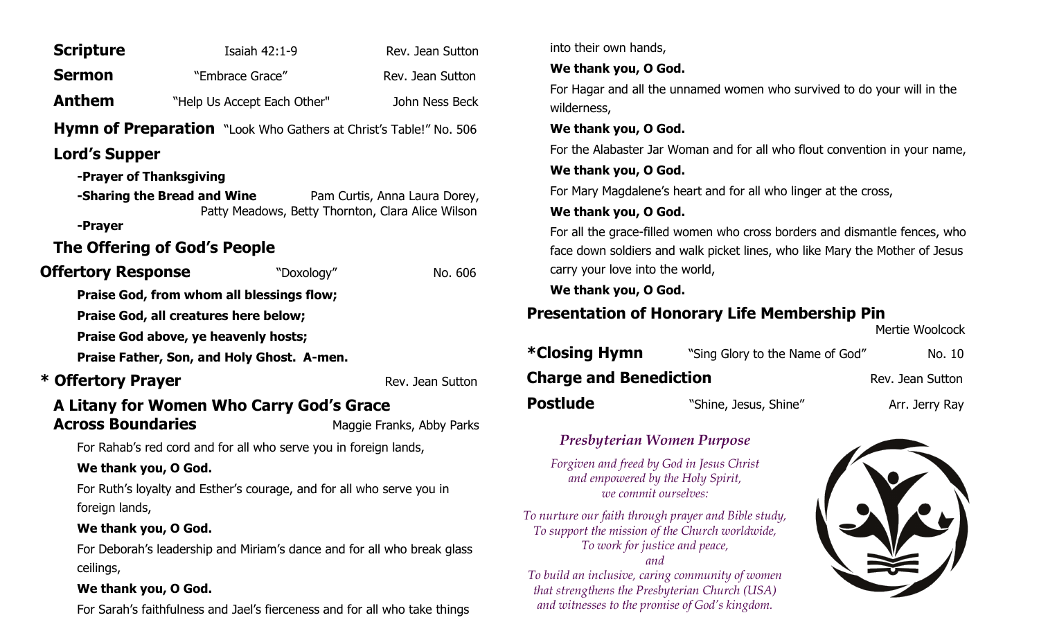**Scripture** Isaiah 42:1-9 Rev. Jean Sutton

**Sermon** "Embrace Grace" Rev. Jean Sutton

**Anthem** "Help Us Accept Each Other" John Ness Beck

**Hymn of Preparation** "Look Who Gathers at Christ's Table!" No. 506

**Lord's Supper**

**-Prayer of Thanksgiving**

**-Sharing the Bread and Wine** Pam Curtis, Anna Laura Dorey, Patty Meadows, Betty Thornton, Clara Alice Wilson

**-Prayer**

**The Offering of God's People**

**Offertory Response** "Doxology" No. 606

**Praise God, from whom all blessings flow;**
**Praise God, all creatures here below;**
**Praise God above, ye heavenly hosts;**
**Praise Father, Son, and Holy Ghost. A-men.**

**\* Offertory Prayer** Rev. Jean Sutton

**A Litany for Women Who Carry God's Grace Across Boundaries** Maggie Franks, Abby Parks

For Rahab's red cord and for all who serve you in foreign lands,

**We thank you, O God.**

For Ruth's loyalty and Esther's courage, and for all who serve you in foreign lands,

**We thank you, O God.**

For Deborah's leadership and Miriam's dance and for all who break glass ceilings,

**We thank you, O God.**

For Sarah's faithfulness and Jael's fierceness and for all who take things into their own hands,

**We thank you, O God.**

For Hagar and all the unnamed women who survived to do your will in the wilderness,

**We thank you, O God.**

For the Alabaster Jar Woman and for all who flout convention in your name,

**We thank you, O God.**

For Mary Magdalene's heart and for all who linger at the cross,

**We thank you, O God.**

For all the grace-filled women who cross borders and dismantle fences, who face down soldiers and walk picket lines, who like Mary the Mother of Jesus carry your love into the world,

**We thank you, O God.**

**Presentation of Honorary Life Membership Pin** Mertie Woolcock

**\*Closing Hymn** "Sing Glory to the Name of God" No. 10

**Charge and Benediction** Rev. Jean Sutton

**Postlude** "Shine, Jesus, Shine" Arr. Jerry Ray

***Presbyterian Women Purpose***

*Forgiven and freed by God in Jesus Christ*
*and empowered by the Holy Spirit,*
*we commit ourselves:*

*To nurture our faith through prayer and Bible study,*
*To support the mission of the Church worldwide,*
*To work for justice and peace,*
*and*
*To build an inclusive, caring community of women*
*that strengthens the Presbyterian Church (USA)*
*and witnesses to the promise of God's kingdom.*